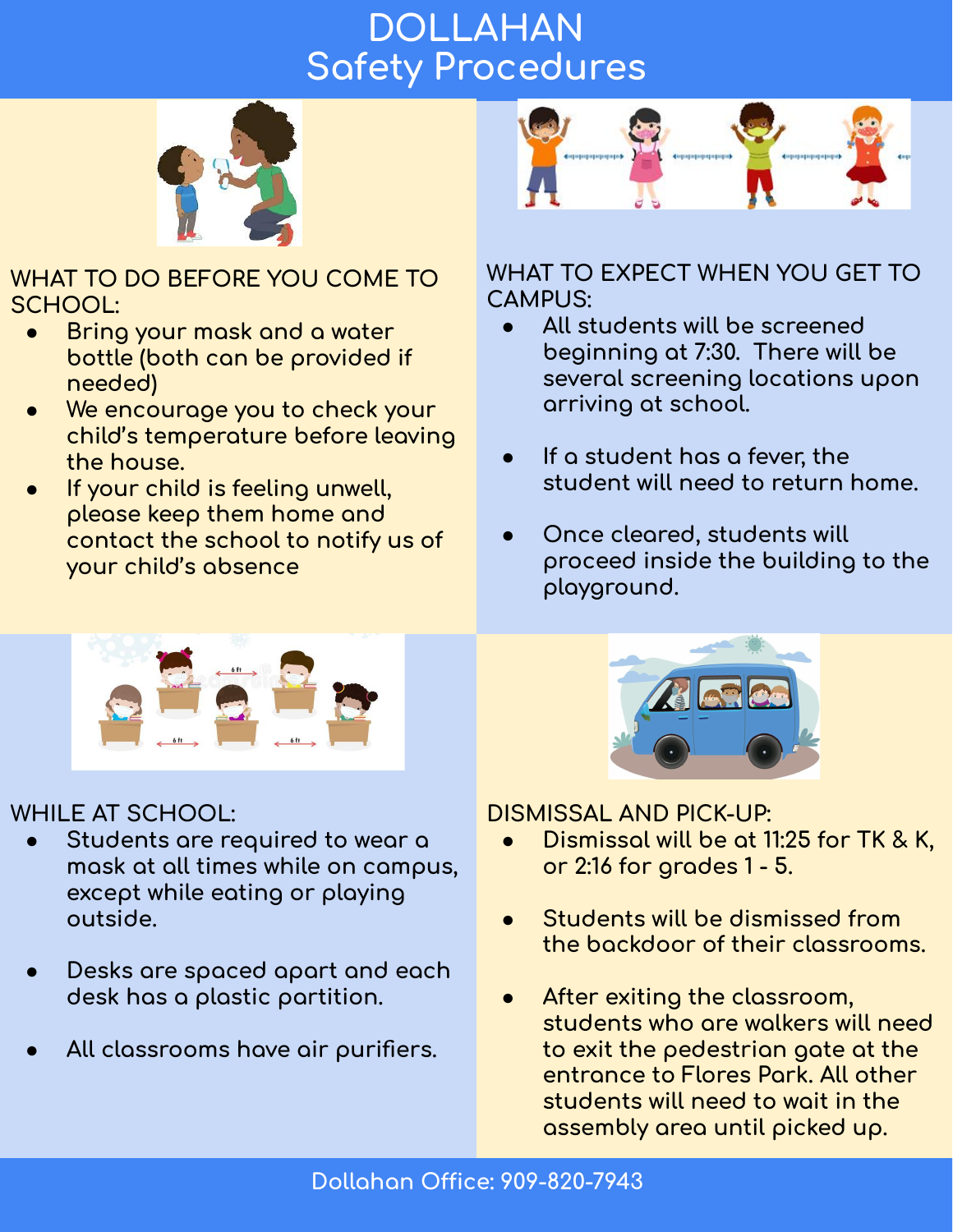# DOLLAHAN
## Safety Procedures

### WHAT TO DO BEFORE YOU COME TO SCHOOL:

- Bring your mask and a water bottle (both can be provided if needed)
- We encourage you to check your child's temperature before leaving the house.
- If your child is feeling unwell, please keep them home and contact the school to notify us of your child's absence

### WHAT TO EXPECT WHEN YOU GET TO CAMPUS:

- All students will be screened beginning at 7:30. There will be several screening locations upon arriving at school.
- If a student has a fever, the student will need to return home.
- Once cleared, students will proceed inside the building to the playground.

### WHILE AT SCHOOL:

- Students are required to wear a mask at all times while on campus, except while eating or playing outside.
- Desks are spaced apart and each desk has a plastic partition.
- All classrooms have air purifiers.

### DISMISSAL AND PICK-UP:

- Dismissal will be at 11:25 for TK & K, or 2:16 for grades 1 - 5.
- Students will be dismissed from the backdoor of their classrooms.
- After exiting the classroom, students who are walkers will need to exit the pedestrian gate at the entrance to Flores Park. All other students will need to wait in the assembly area until picked up.

Dollahan Office: 909-820-7943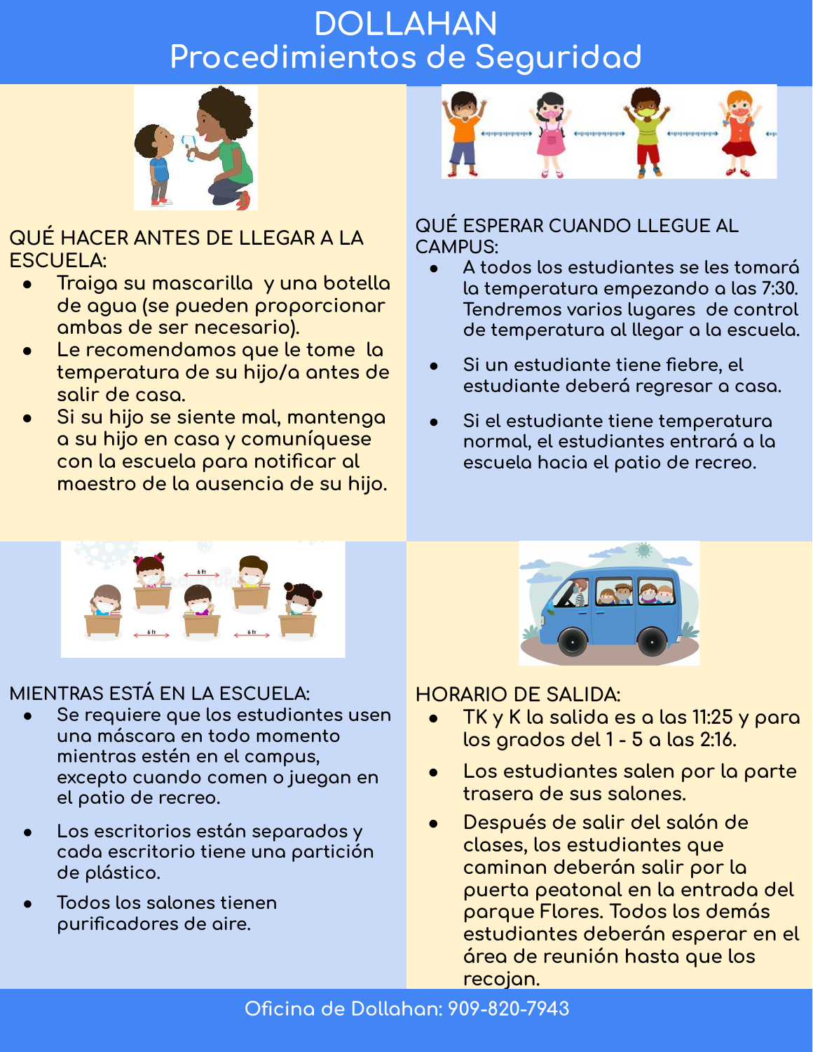# DOLLAHAN
## Procedimientos de Seguridad

### QUÉ HACER ANTES DE LLEGAR A LA ESCUELA:

- Traiga su mascarilla  y una botella de agua (se pueden proporcionar ambas de ser necesario).
- Le recomendamos que le tome  la temperatura de su hijo/a antes de salir de casa.
- Si su hijo se siente mal, mantenga a su hijo en casa y comuníquese con la escuela para notificar al maestro de la ausencia de su hijo.

### QUÉ ESPERAR CUANDO LLEGUE AL CAMPUS:

- A todos los estudiantes se les tomará la temperatura empezando a las 7:30. Tendremos varios lugares  de control de temperatura al llegar a la escuela.
- Si un estudiante tiene fiebre, el estudiante deberá regresar a casa.
- Si el estudiante tiene temperatura normal, el estudiantes entrará a la escuela hacia el patio de recreo.

### MIENTRAS ESTÁ EN LA ESCUELA:

- Se requiere que los estudiantes usen una máscara en todo momento mientras estén en el campus, excepto cuando comen o juegan en el patio de recreo.
- Los escritorios están separados y cada escritorio tiene una partición de plástico.
- Todos los salones tienen purificadores de aire.

### HORARIO DE SALIDA:

- TK y K la salida es a las 11:25 y para los grados del 1 - 5 a las 2:16.
- Los estudiantes salen por la parte trasera de sus salones.
- Después de salir del salón de clases, los estudiantes que caminan deberán salir por la puerta peatonal en la entrada del parque Flores. Todos los demás estudiantes deberán esperar en el área de reunión hasta que los recojan.

Oficina de Dollahan: 909-820-7943